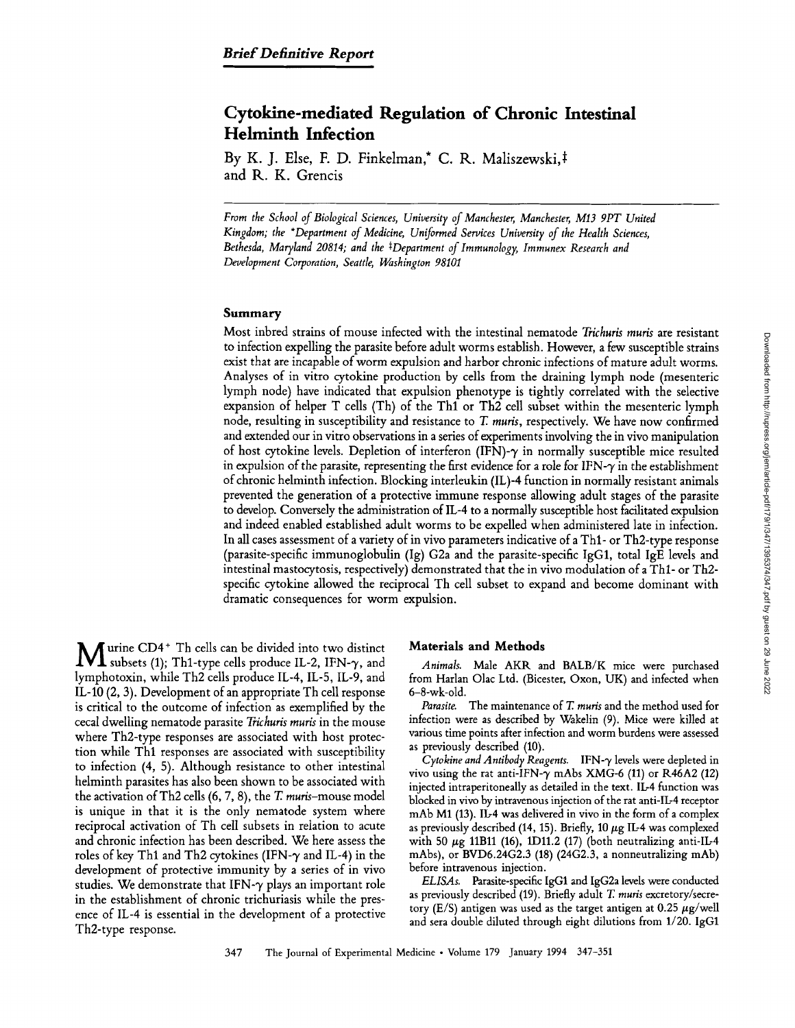*Brief Definitive Report*

# Cytokine-mediated Regulation of Chronic Intestinal Helminth Infection

By K. J. Else, F. D. Finkelman,* C. R. Maliszewski,‡ and R. K. Grencis

*From the School of Biological Sciences, University of Manchester, Manchester, M13 9PT United Kingdom; the \*Department of Medicine, Uniformed Services University of the Health Sciences, Bethesda, Maryland 20814; and the ‡Department of Immunology, Immunex Research and Development Corporation, Seattle, Washington 98101*

## Summary

Most inbred strains of mouse infected with the intestinal nematode *Trichuris muris* are resistant to infection expelling the parasite before adult worms establish. However, a few susceptible strains exist that are incapable of worm expulsion and harbor chronic infections of mature adult worms. Analyses of in vitro cytokine production by cells from the draining lymph node (mesenteric lymph node) have indicated that expulsion phenotype is tightly correlated with the selective expansion of helper T cells (Th) of the Th1 or Th2 cell subset within the mesenteric lymph node, resulting in susceptibility and resistance to *T. muris*, respectively. We have now confirmed and extended our in vitro observations in a series of experiments involving the in vivo manipulation of host cytokine levels. Depletion of interferon (IFN)-γ in normally susceptible mice resulted in expulsion of the parasite, representing the first evidence for a role for IFN-γ in the establishment of chronic helminth infection. Blocking interleukin (IL)-4 function in normally resistant animals prevented the generation of a protective immune response allowing adult stages of the parasite to develop. Conversely the administration of IL-4 to a normally susceptible host facilitated expulsion and indeed enabled established adult worms to be expelled when administered late in infection. In all cases assessment of a variety of in vivo parameters indicative of a Th1- or Th2-type response (parasite-specific immunoglobulin (Ig) G2a and the parasite-specific IgG1, total IgE levels and intestinal mastocytosis, respectively) demonstrated that the in vivo modulation of a Th1- or Th2-specific cytokine allowed the reciprocal Th cell subset to expand and become dominant with dramatic consequences for worm expulsion.

Murine $CD4^+$ Th cells can be divided into two distinct subsets (1); Th1-type cells produce IL-2, IFN-γ, and lymphotoxin, while Th2 cells produce IL-4, IL-5, IL-9, and IL-10 (2, 3). Development of an appropriate Th cell response is critical to the outcome of infection as exemplified by the cecal dwelling nematode parasite *Trichuris muris* in the mouse where Th2-type responses are associated with host protection while Th1 responses are associated with susceptibility to infection (4, 5). Although resistance to other intestinal helminth parasites has also been shown to be associated with the activation of Th2 cells (6, 7, 8), the *T. muris*–mouse model is unique in that it is the only nematode system where reciprocal activation of Th cell subsets in relation to acute and chronic infection has been described. We here assess the roles of key Th1 and Th2 cytokines (IFN-γ and IL-4) in the development of protective immunity by a series of in vivo studies. We demonstrate that IFN-γ plays an important role in the establishment of chronic trichuriasis while the presence of IL-4 is essential in the development of a protective Th2-type response.

## Materials and Methods

*Animals.* Male AKR and BALB/K mice were purchased from Harlan Olac Ltd. (Bicester, Oxon, UK) and infected when 6–8-wk-old.

*Parasite.* The maintenance of *T. muris* and the method used for infection were as described by Wakelin (9). Mice were killed at various time points after infection and worm burdens were assessed as previously described (10).

*Cytokine and Antibody Reagents.* IFN-γ levels were depleted in vivo using the rat anti-IFN-γ mAbs XMG-6 (11) or R46A2 (12) injected intraperitoneally as detailed in the text. IL-4 function was blocked in vivo by intravenous injection of the rat anti-IL-4 receptor mAb M1 (13). IL-4 was delivered in vivo in the form of a complex as previously described (14, 15). Briefly, 10 μg IL-4 was complexed with 50 μg 11B11 (16), 1D11.2 (17) (both neutralizing anti-IL-4 mAbs), or BVD6.24G2.3 (18) (24G2.3, a nonneutralizing mAb) before intravenous injection.

*ELISAs.* Parasite-specific IgG1 and IgG2a levels were conducted as previously described (19). Briefly adult *T. muris* excretory/secretory (E/S) antigen was used as the target antigen at 0.25 μg/well and sera double diluted through eight dilutions from 1/20. IgG1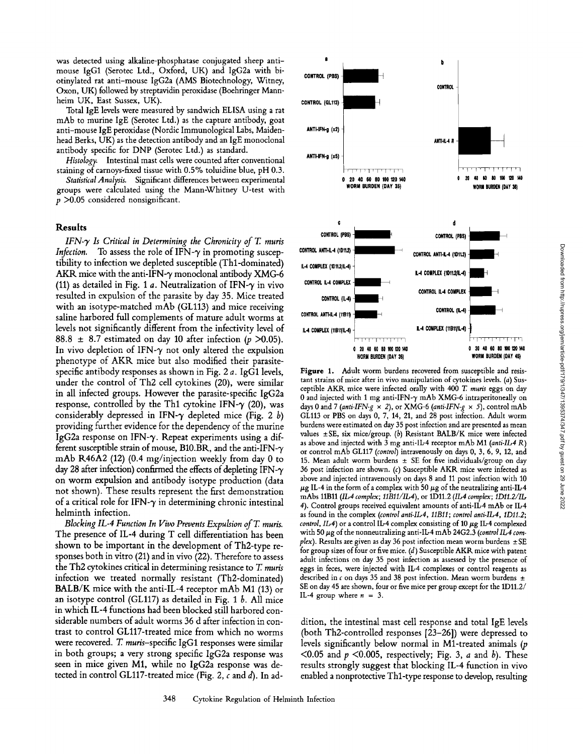was detected using alkaline-phosphatase conjugated sheep anti-mouse IgG1 (Serotec Ltd., Oxford, UK) and IgG2a with biotinylated rat anti-mouse IgG2a (AMS Biotechnology, Witney, Oxon, UK) followed by streptavidin peroxidase (Boehringer Mannheim UK, East Sussex, UK).

Total IgE levels were measured by sandwich ELISA using a rat mAb to murine IgE (Serotec Ltd.) as the capture antibody, goat anti-mouse IgE peroxidase (Nordic Immunological Labs, Maidenhead Berks, UK) as the detection antibody and an IgE monoclonal antibody specific for DNP (Serotec Ltd.) as standard.

*Histology.* Intestinal mast cells were counted after conventional staining of carnoys-fixed tissue with 0.5% toluidine blue, pH 0.3.

*Statistical Analysis.* Significant differences between experimental groups were calculated using the Mann-Whitney U-test with $p > 0.05$ considered nonsignificant.

## Results

*IFN-γ Is Critical in Determining the Chronicity of T. muris Infection.* To assess the role of IFN-γ in promoting susceptibility to infection we depleted susceptible (Th1-dominated) AKR mice with the anti-IFN-γ monoclonal antibody XMG-6 (11) as detailed in Fig. 1 *a*. Neutralization of IFN-γ in vivo resulted in expulsion of the parasite by day 35. Mice treated with an isotype-matched mAb (GL113) and mice receiving saline harbored full complements of mature adult worms at levels not significantly different from the infectivity level of 88.8 ± 8.7 estimated on day 10 after infection ($p > 0.05$). In vivo depletion of IFN-γ not only altered the expulsion phenotype of AKR mice but also modified their parasite-specific antibody responses as shown in Fig. 2 *a*. IgG1 levels, under the control of Th2 cell cytokines (20), were similar in all infected groups. However the parasite-specific IgG2a response, controlled by the Th1 cytokine IFN-γ (20), was considerably depressed in IFN-γ depleted mice (Fig. 2 *b*) providing further evidence for the dependency of the murine IgG2a response on IFN-γ. Repeat experiments using a different susceptible strain of mouse, B10.BR, and the anti-IFN-γ mAb R46A2 (12) (0.4 mg/injection weekly from day 0 to day 28 after infection) confirmed the effects of depleting IFN-γ on worm expulsion and antibody isotype production (data not shown). These results represent the first demonstration of a critical role for IFN-γ in determining chronic intestinal helminth infection.

*Blocking IL-4 Function In Vivo Prevents Expulsion of T. muris.* The presence of IL-4 during T cell differentiation has been shown to be important in the development of Th2-type responses both in vitro (21) and in vivo (22). Therefore to assess the Th2 cytokines critical in determining resistance to *T. muris* infection we treated normally resistant (Th2-dominated) BALB/K mice with the anti-IL-4 receptor mAb M1 (13) or an isotype control (GL117) as detailed in Fig. 1 *b*. All mice in which IL-4 functions had been blocked still harbored considerable numbers of adult worms 36 d after infection in contrast to control GL117-treated mice from which no worms were recovered. *T. muris*–specific IgG1 responses were similar in both groups; a very strong specific IgG2a response was seen in mice given M1, while no IgG2a response was detected in control GL117-treated mice (Fig. 2, *c* and *d*). In addition, the intestinal mast cell response and total IgE levels (both Th2-controlled responses [23–26]) were depressed to levels significantly below normal in M1-treated animals ($p < 0.05$ and $p < 0.005$, respectively; Fig. 3, *a* and *b*). These results strongly suggest that blocking IL-4 function in vivo enabled a nonprotective Th1-type response to develop, resulting

**Figure 1.** Adult worm burdens recovered from susceptible and resistant strains of mice after in vivo manipulation of cytokines levels. (*a*) Susceptible AKR mice were infected orally with 400 *T. muris* eggs on day 0 and injected with 1 mg anti-IFN-γ mAb XMG-6 intraperitoneally on days 0 and 7 (*anti-IFN-g × 2*), or XMG-6 (*anti-IFN-g × 5*), control mAb GL113 or PBS on days 0, 7, 14, 21, and 28 post infection. Adult worm burdens were estimated on day 35 post infection and are presented as mean values ±SE, six mice/group. (*b*) Resistant BALB/K mice were infected as above and injected with 3 mg anti-IL-4 receptor mAb M1 (*anti-IL4 R*) or control mAb GL117 (*control*) intravenously on days 0, 3, 6, 9, 12, and 15. Mean adult worm burdens ± SE for five individuals/group on day 36 post infection are shown. (*c*) Susceptible AKR mice were infected as above and injected intravenously on days 8 and 11 post infection with 10 μg IL-4 in the form of a complex with 50 μg of the neutralizing anti-IL-4 mAbs 11B11 (*IL-4 complex; 11B11/IL-4*), or 1D11.2 (*IL-4 complex; 1D11.2/IL-4*). Control groups received equivalent amounts of anti-IL-4 mAb or IL-4 as found in the complex (*control anti-IL-4, 11B11; control anti-IL-4, 1D11.2; control, IL-4*) or a control IL-4 complex consisting of 10 μg IL-4 complexed with 50 μg of the nonneutralizing anti-IL-4 mAb 24G2.3 (*control IL-4 complex*). Results are given as day 36 post infection mean worm burdens ±SE for group sizes of four or five mice. (*d*) Susceptible AKR mice with patent adult infections on day 35 post infection as assessed by the presence of eggs in feces, were injected with IL-4 complexes or control reagents as described in *c* on days 35 and 38 post infection. Mean worm burdens ± SE on day 45 are shown, four or five mice per group except for the 1D11.2/IL-4 group where $n = 3$.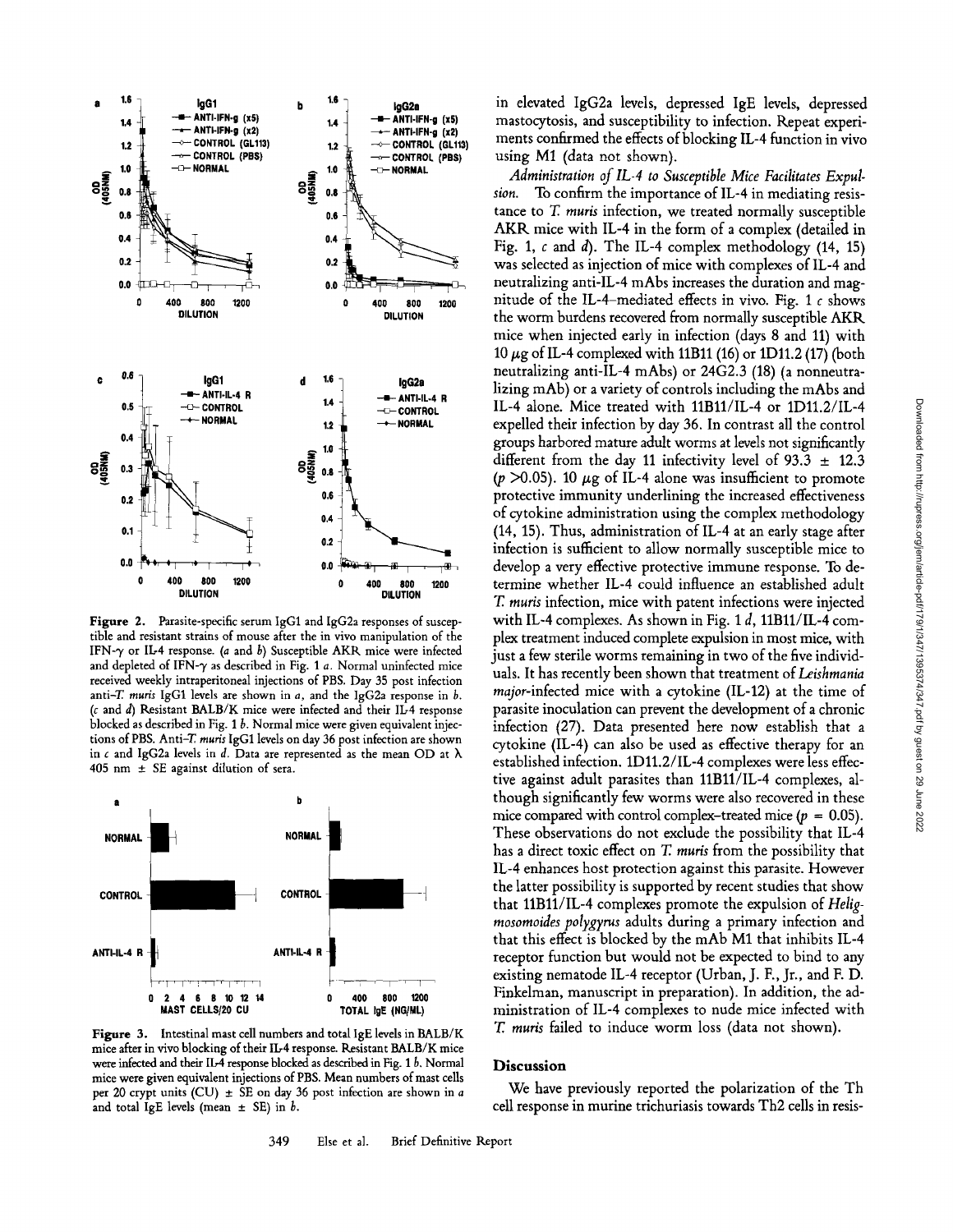Figure 2. Parasite-specific serum IgG1 and IgG2a responses of susceptible and resistant strains of mouse after the in vivo manipulation of the IFN-γ or IL-4 response. (*a* and *b*) Susceptible AKR mice were infected and depleted of IFN-γ as described in Fig. 1 *a*. Normal uninfected mice received weekly intraperitoneal injections of PBS. Day 35 post infection anti-*T. muris* IgG1 levels are shown in *a*, and the IgG2a response in *b*. (*c* and *d*) Resistant BALB/K mice were infected and their IL-4 response blocked as described in Fig. 1 *b*. Normal mice were given equivalent injections of PBS. Anti-*T. muris* IgG1 levels on day 36 post infection are shown in *c* and IgG2a levels in *d*. Data are represented as the mean OD at λ 405 nm ± SE against dilution of sera.

Figure 3. Intestinal mast cell numbers and total IgE levels in BALB/K mice after in vivo blocking of their IL-4 response. Resistant BALB/K mice were infected and their IL-4 response blocked as described in Fig. 1 *b*. Normal mice were given equivalent injections of PBS. Mean numbers of mast cells per 20 crypt units (CU) ± SE on day 36 post infection are shown in *a* and total IgE levels (mean ± SE) in *b*.

in elevated IgG2a levels, depressed IgE levels, depressed mastocytosis, and susceptibility to infection. Repeat experiments confirmed the effects of blocking IL-4 function in vivo using M1 (data not shown).

*Administration of IL-4 to Susceptible Mice Facilitates Expulsion.* To confirm the importance of IL-4 in mediating resistance to *T. muris* infection, we treated normally susceptible AKR mice with IL-4 in the form of a complex (detailed in Fig. 1, *c* and *d*). The IL-4 complex methodology (14, 15) was selected as injection of mice with complexes of IL-4 and neutralizing anti-IL-4 mAbs increases the duration and magnitude of the IL-4–mediated effects in vivo. Fig. 1 *c* shows the worm burdens recovered from normally susceptible AKR mice when injected early in infection (days 8 and 11) with 10 μg of IL-4 complexed with 11B11 (16) or 1D11.2 (17) (both neutralizing anti-IL-4 mAbs) or 24G2.3 (18) (a nonneutralizing mAb) or a variety of controls including the mAbs and IL-4 alone. Mice treated with 11B11/IL-4 or 1D11.2/IL-4 expelled their infection by day 36. In contrast all the control groups harbored mature adult worms at levels not significantly different from the day 11 infectivity level of 93.3 ± 12.3 ($p > 0.05$). 10 μg of IL-4 alone was insufficient to promote protective immunity underlining the increased effectiveness of cytokine administration using the complex methodology (14, 15). Thus, administration of IL-4 at an early stage after infection is sufficient to allow normally susceptible mice to develop a very effective protective immune response. To determine whether IL-4 could influence an established adult *T. muris* infection, mice with patent infections were injected with IL-4 complexes. As shown in Fig. 1 *d*, 11B11/IL-4 complex treatment induced complete expulsion in most mice, with just a few sterile worms remaining in two of the five individuals. It has recently been shown that treatment of *Leishmania major*-infected mice with a cytokine (IL-12) at the time of parasite inoculation can prevent the development of a chronic infection (27). Data presented here now establish that a cytokine (IL-4) can also be used as effective therapy for an established infection. 1D11.2/IL-4 complexes were less effective against adult parasites than 11B11/IL-4 complexes, although significantly few worms were also recovered in these mice compared with control complex-treated mice ($p = 0.05$). These observations do not exclude the possibility that IL-4 has a direct toxic effect on *T. muris* from the possibility that IL-4 enhances host protection against this parasite. However the latter possibility is supported by recent studies that show that 11B11/IL-4 complexes promote the expulsion of *Heligmosomoides polygyrus* adults during a primary infection and that this effect is blocked by the mAb M1 that inhibits IL-4 receptor function but would not be expected to bind to any existing nematode IL-4 receptor (Urban, J. F., Jr., and F. D. Finkelman, manuscript in preparation). In addition, the administration of IL-4 complexes to nude mice infected with *T. muris* failed to induce worm loss (data not shown).

## Discussion

We have previously reported the polarization of the Th cell response in murine trichuriasis towards Th2 cells in resis-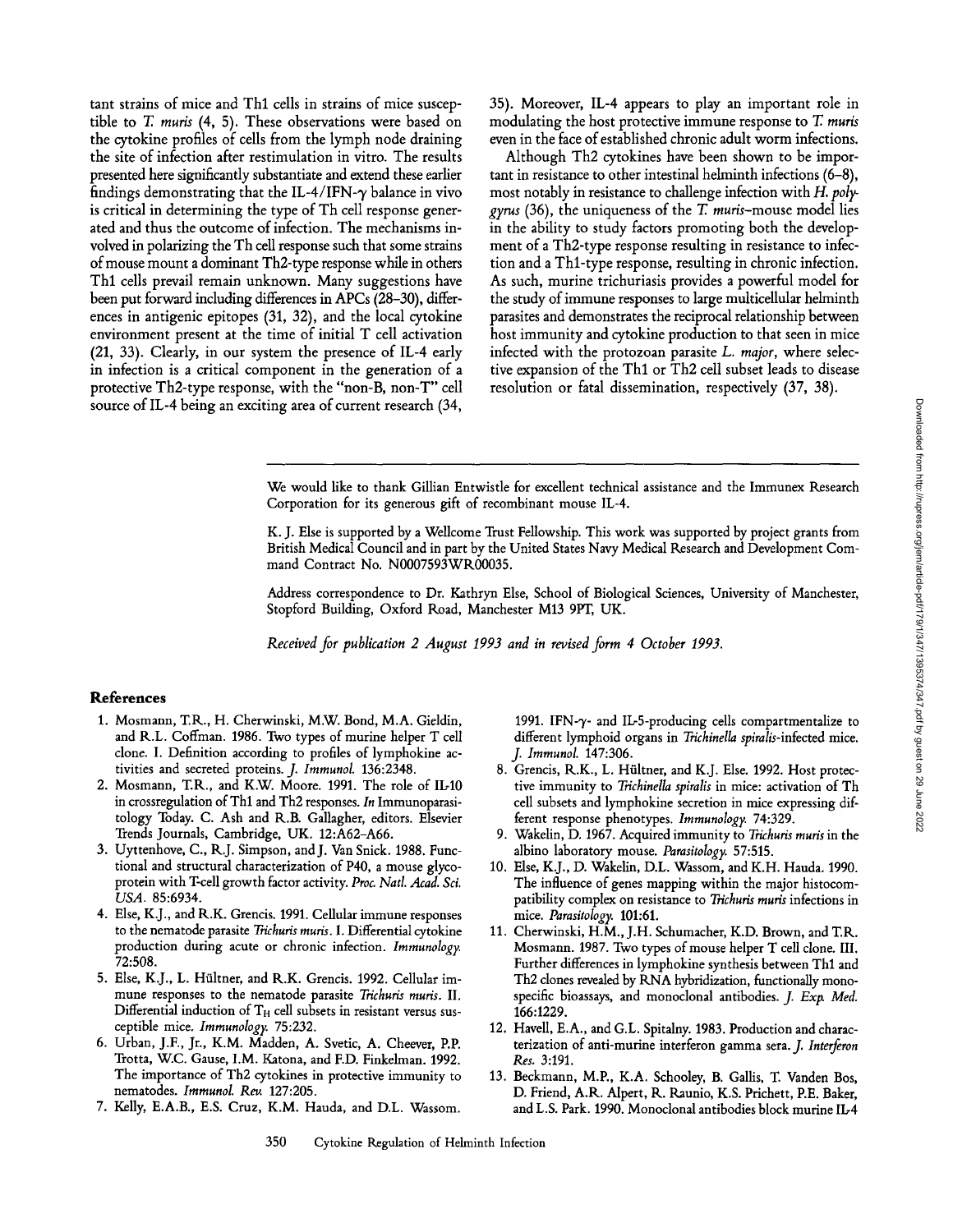tant strains of mice and Th1 cells in strains of mice susceptible to *T. muris* (4, 5). These observations were based on the cytokine profiles of cells from the lymph node draining the site of infection after restimulation in vitro. The results presented here significantly substantiate and extend these earlier findings demonstrating that the IL-4/IFN-$\gamma$ balance in vivo is critical in determining the type of Th cell response generated and thus the outcome of infection. The mechanisms involved in polarizing the Th cell response such that some strains of mouse mount a dominant Th2-type response while in others Th1 cells prevail remain unknown. Many suggestions have been put forward including differences in APCs (28–30), differences in antigenic epitopes (31, 32), and the local cytokine environment present at the time of initial T cell activation (21, 33). Clearly, in our system the presence of IL-4 early in infection is a critical component in the generation of a protective Th2-type response, with the "non-B, non-T" cell source of IL-4 being an exciting area of current research (34, 35). Moreover, IL-4 appears to play an important role in modulating the host protective immune response to *T. muris* even in the face of established chronic adult worm infections.

Although Th2 cytokines have been shown to be important in resistance to other intestinal helminth infections (6–8), most notably in resistance to challenge infection with *H. polygyrus* (36), the uniqueness of the *T. muris*–mouse model lies in the ability to study factors promoting both the development of a Th2-type response resulting in resistance to infection and a Th1-type response, resulting in chronic infection. As such, murine trichuriasis provides a powerful model for the study of immune responses to large multicellular helminth parasites and demonstrates the reciprocal relationship between host immunity and cytokine production to that seen in mice infected with the protozoan parasite *L. major*, where selective expansion of the Th1 or Th2 cell subset leads to disease resolution or fatal dissemination, respectively (37, 38).

---

We would like to thank Gillian Entwistle for excellent technical assistance and the Immunex Research Corporation for its generous gift of recombinant mouse IL-4.

K. J. Else is supported by a Wellcome Trust Fellowship. This work was supported by project grants from British Medical Council and in part by the United States Navy Medical Research and Development Command Contract No. N0007593WR00035.

Address correspondence to Dr. Kathryn Else, School of Biological Sciences, University of Manchester, Stopford Building, Oxford Road, Manchester M13 9PT, UK.

*Received for publication 2 August 1993 and in revised form 4 October 1993.*

## References

1. Mosmann, T.R., H. Cherwinski, M.W. Bond, M.A. Gieldin, and R.L. Coffman. 1986. Two types of murine helper T cell clone. I. Definition according to profiles of lymphokine activities and secreted proteins. *J. Immunol.* 136:2348.
2. Mosmann, T.R., and K.W. Moore. 1991. The role of IL-10 in crossregulation of Th1 and Th2 responses. *In* Immunoparasitology Today. C. Ash and R.B. Gallagher, editors. Elsevier Trends Journals, Cambridge, UK. 12:A62–A66.
3. Uyttenhove, C., R.J. Simpson, and J. Van Snick. 1988. Functional and structural characterization of P40, a mouse glycoprotein with T-cell growth factor activity. *Proc. Natl. Acad. Sci. USA.* 85:6934.
4. Else, K.J., and R.K. Grencis. 1991. Cellular immune responses to the nematode parasite *Trichuris muris*. I. Differential cytokine production during acute or chronic infection. *Immunology.* 72:508.
5. Else, K.J., L. Hültner, and R.K. Grencis. 1992. Cellular immune responses to the nematode parasite *Trichuris muris*. II. Differential induction of $T_H$ cell subsets in resistant versus susceptible mice. *Immunology.* 75:232.
6. Urban, J.F., Jr., K.M. Madden, A. Svetic, A. Cheever, P.P. Trotta, W.C. Gause, I.M. Katona, and F.D. Finkelman. 1992. The importance of Th2 cytokines in protective immunity to nematodes. *Immunol. Rev.* 127:205.
7. Kelly, E.A.B., E.S. Cruz, K.M. Hauda, and D.L. Wassom. 1991. IFN-$\gamma$- and IL-5-producing cells compartmentalize to different lymphoid organs in *Trichinella spiralis*-infected mice. *J. Immunol.* 147:306.
8. Grencis, R.K., L. Hültner, and K.J. Else. 1992. Host protective immunity to *Trichinella spiralis* in mice: activation of Th cell subsets and lymphokine secretion in mice expressing different response phenotypes. *Immunology.* 74:329.
9. Wakelin, D. 1967. Acquired immunity to *Trichuris muris* in the albino laboratory mouse. *Parasitology.* 57:515.
10. Else, K.J., D. Wakelin, D.L. Wassom, and K.H. Hauda. 1990. The influence of genes mapping within the major histocompatibility complex on resistance to *Trichuris muris* infections in mice. *Parasitology.* 101:61.
11. Cherwinski, H.M., J.H. Schumacher, K.D. Brown, and T.R. Mosmann. 1987. Two types of mouse helper T cell clone. III. Further differences in lymphokine synthesis between Th1 and Th2 clones revealed by RNA hybridization, functionally monospecific bioassays, and monoclonal antibodies. *J. Exp. Med.* 166:1229.
12. Havell, E.A., and G.L. Spitalny. 1983. Production and characterization of anti-murine interferon gamma sera. *J. Interferon Res.* 3:191.
13. Beckmann, M.P., K.A. Schooley, B. Gallis, T. Vanden Bos, D. Friend, A.R. Alpert, R. Raunio, K.S. Prichett, P.E. Baker, and L.S. Park. 1990. Monoclonal antibodies block murine IL-4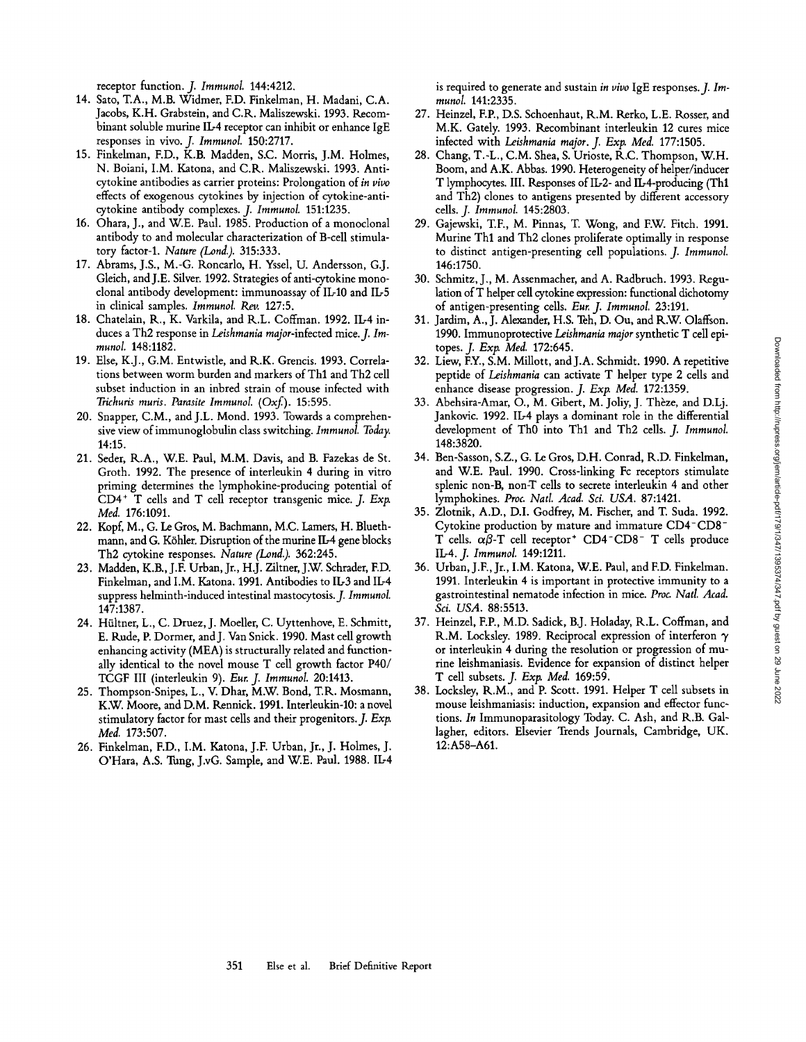receptor function. *J. Immunol.* 144:4212.

14. Sato, T.A., M.B. Widmer, F.D. Finkelman, H. Madani, C.A. Jacobs, K.H. Grabstein, and C.R. Maliszewski. 1993. Recombinant soluble murine IL-4 receptor can inhibit or enhance IgE responses in vivo. *J. Immunol.* 150:2717.
15. Finkelman, F.D., K.B. Madden, S.C. Morris, J.M. Holmes, N. Boiani, I.M. Katona, and C.R. Maliszewski. 1993. Anti-cytokine antibodies as carrier proteins: Prolongation of *in vivo* effects of exogenous cytokines by injection of cytokine-anti-cytokine antibody complexes. *J. Immunol.* 151:1235.
16. Ohara, J., and W.E. Paul. 1985. Production of a monoclonal antibody to and molecular characterization of B-cell stimulatory factor-1. *Nature (Lond.).* 315:333.
17. Abrams, J.S., M.-G. Roncarlo, H. Yssel, U. Andersson, G.J. Gleich, and J.E. Silver. 1992. Strategies of anti-cytokine monoclonal antibody development: immunoassay of IL-10 and IL-5 in clinical samples. *Immunol. Rev.* 127:5.
18. Chatelain, R., K. Varkila, and R.L. Coffman. 1992. IL-4 induces a Th2 response in *Leishmania major*-infected mice. *J. Immunol.* 148:1182.
19. Else, K.J., G.M. Entwistle, and R.K. Grencis. 1993. Correlations between worm burden and markers of Th1 and Th2 cell subset induction in an inbred strain of mouse infected with *Trichuris muris*. *Parasite Immunol. (Oxf.).* 15:595.
20. Snapper, C.M., and J.L. Mond. 1993. Towards a comprehensive view of immunoglobulin class switching. *Immunol. Today.* 14:15.
21. Seder, R.A., W.E. Paul, M.M. Davis, and B. Fazekas de St. Groth. 1992. The presence of interleukin 4 during in vitro priming determines the lymphokine-producing potential of $CD4^+$ T cells and T cell receptor transgenic mice. *J. Exp. Med.* 176:1091.
22. Kopf, M., G. Le Gros, M. Bachmann, M.C. Lamers, H. Bluethmann, and G. Köhler. Disruption of the murine IL-4 gene blocks Th2 cytokine responses. *Nature (Lond.).* 362:245.
23. Madden, K.B., J.F. Urban, Jr., H.J. Ziltner, J.W. Schrader, F.D. Finkelman, and I.M. Katona. 1991. Antibodies to IL-3 and IL-4 suppress helminth-induced intestinal mastocytosis. *J. Immunol.* 147:1387.
24. Hültner, L., C. Druez, J. Moeller, C. Uyttenhove, E. Schmitt, E. Rude, P. Dormer, and J. Van Snick. 1990. Mast cell growth enhancing activity (MEA) is structurally related and functionally identical to the novel mouse T cell growth factor P40/TCGF III (interleukin 9). *Eur. J. Immunol.* 20:1413.
25. Thompson-Snipes, L., V. Dhar, M.W. Bond, T.R. Mosmann, K.W. Moore, and D.M. Rennick. 1991. Interleukin-10: a novel stimulatory factor for mast cells and their progenitors. *J. Exp. Med.* 173:507.
26. Finkelman, F.D., I.M. Katona, J.F. Urban, Jr., J. Holmes, J. O'Hara, A.S. Tung, J.vG. Sample, and W.E. Paul. 1988. IL-4 is required to generate and sustain *in vivo* IgE responses. *J. Immunol.* 141:2335.
27. Heinzel, F.P., D.S. Schoenhaut, R.M. Rerko, L.E. Rosser, and M.K. Gately. 1993. Recombinant interleukin 12 cures mice infected with *Leishmania major*. *J. Exp. Med.* 177:1505.
28. Chang, T.-L., C.M. Shea, S. Urioste, R.C. Thompson, W.H. Boom, and A.K. Abbas. 1990. Heterogeneity of helper/inducer T lymphocytes. III. Responses of IL-2- and IL-4-producing (Th1 and Th2) clones to antigens presented by different accessory cells. *J. Immunol.* 145:2803.
29. Gajewski, T.F., M. Pinnas, T. Wong, and F.W. Fitch. 1991. Murine Th1 and Th2 clones proliferate optimally in response to distinct antigen-presenting cell populations. *J. Immunol.* 146:1750.
30. Schmitz, J., M. Assenmacher, and A. Radbruch. 1993. Regulation of T helper cell cytokine expression: functional dichotomy of antigen-presenting cells. *Eur. J. Immunol.* 23:191.
31. Jardim, A., J. Alexander, H.S. Teh, D. Ou, and R.W. Olaffson. 1990. Immunoprotective *Leishmania major* synthetic T cell epitopes. *J. Exp. Med.* 172:645.
32. Liew, F.Y., S.M. Millott, and J.A. Schmidt. 1990. A repetitive peptide of *Leishmania* can activate T helper type 2 cells and enhance disease progression. *J. Exp. Med.* 172:1359.
33. Abehsira-Amar, O., M. Gibert, M. Joliy, J. Thèze, and D.Lj. Jankovic. 1992. IL-4 plays a dominant role in the differential development of Th0 into Th1 and Th2 cells. *J. Immunol.* 148:3820.
34. Ben-Sasson, S.Z., G. Le Gros, D.H. Conrad, R.D. Finkelman, and W.E. Paul. 1990. Cross-linking Fc receptors stimulate splenic non-B, non-T cells to secrete interleukin 4 and other lymphokines. *Proc. Natl. Acad. Sci. USA.* 87:1421.
35. Zlotnik, A.D., D.I. Godfrey, M. Fischer, and T. Suda. 1992. Cytokine production by mature and immature $CD4^-CD8^-$ T cells. $\alpha\beta$-T cell receptor$^+$ $CD4^-CD8^-$ T cells produce IL-4. *J. Immunol.* 149:1211.
36. Urban, J.F., Jr., I.M. Katona, W.E. Paul, and F.D. Finkelman. 1991. Interleukin 4 is important in protective immunity to a gastrointestinal nematode infection in mice. *Proc. Natl. Acad. Sci. USA.* 88:5513.
37. Heinzel, F.P., M.D. Sadick, B.J. Holaday, R.L. Coffman, and R.M. Locksley. 1989. Reciprocal expression of interferon $\gamma$ or interleukin 4 during the resolution or progression of murine leishmaniasis. Evidence for expansion of distinct helper T cell subsets. *J. Exp. Med.* 169:59.
38. Locksley, R.M., and P. Scott. 1991. Helper T cell subsets in mouse leishmaniasis: induction, expansion and effector functions. *In* Immunoparasitology Today. C. Ash, and R.B. Gallagher, editors. Elsevier Trends Journals, Cambridge, UK. 12:A58–A61.